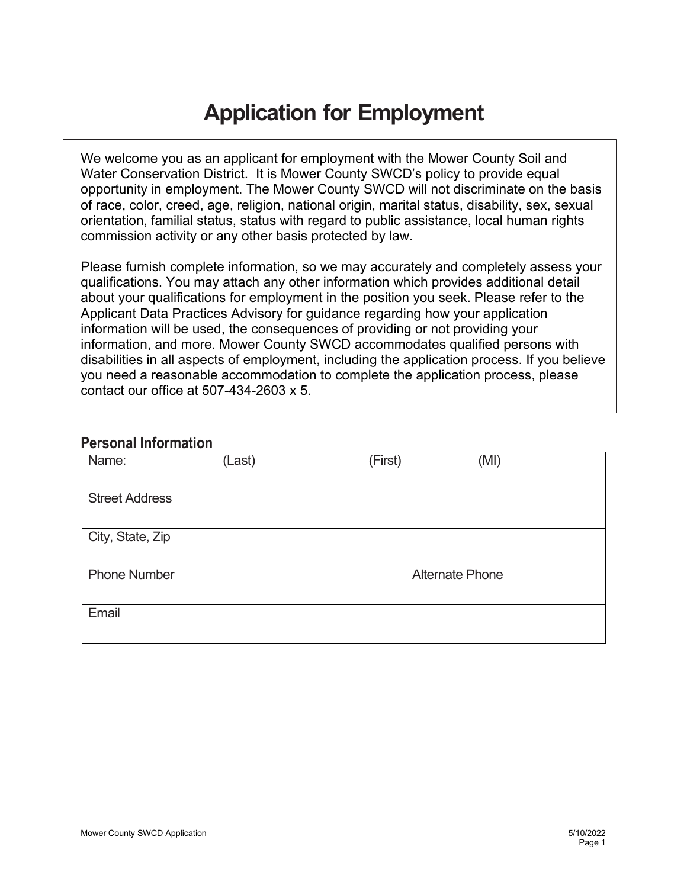# Application for Employment

We welcome you as an applicant for employment with the Mower County Soil and Water Conservation District. It is Mower County SWCD's policy to provide equal opportunity in employment. The Mower County SWCD will not discriminate on the basis of race, color, creed, age, religion, national origin, marital status, disability, sex, sexual orientation, familial status, status with regard to public assistance, local human rights commission activity or any other basis protected by law.

Please furnish complete information, so we may accurately and completely assess your qualifications. You may attach any other information which provides additional detail about your qualifications for employment in the position you seek. Please refer to the Applicant Data Practices Advisory for guidance regarding how your application information will be used, the consequences of providing or not providing your information, and more. Mower County SWCD accommodates qualified persons with disabilities in all aspects of employment, including the application process. If you believe you need a reasonable accommodation to complete the application process, please contact our office at 507-434-2603 x 5.

## Personal Information

| Name: (Last) (First) (MI) | |
|---|---|
| Street Address | |
| City, State, Zip | |
| Phone Number | Alternate Phone |
| Email | |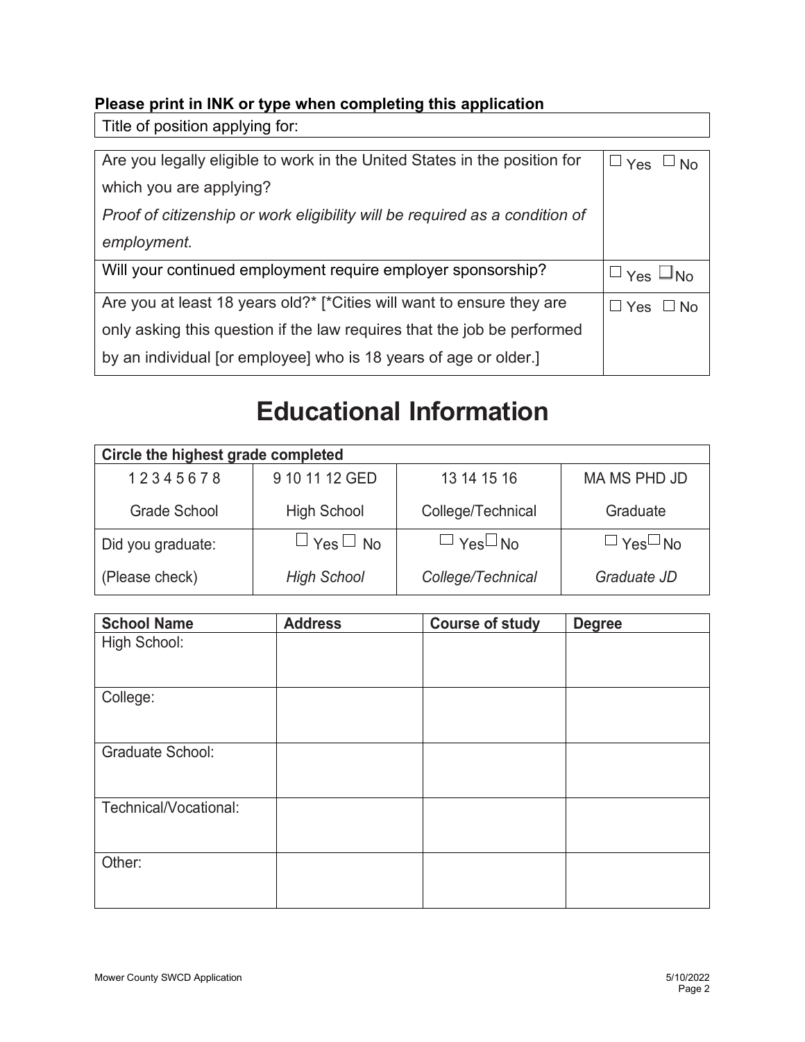**Please print in INK or type when completing this application**

| Title of position applying for: |
|---|

| | |
|---|---|
| Are you legally eligible to work in the United States in the position for which you are applying? *Proof of citizenship or work eligibility will be required as a condition of employment.* | ☐ Yes ☐ No |
| Will your continued employment require employer sponsorship? | ☐ Yes ☐ No |
| Are you at least 18 years old?* [*Cities will want to ensure they are only asking this question if the law requires that the job be performed by an individual [or employee] who is 18 years of age or older.] | ☐ Yes ☐ No |

# Educational Information

| **Circle the highest grade completed** | | | |
|---|---|---|---|
| 1 2 3 4 5 6 7 8 | 9 10 11 12 GED | 13 14 15 16 | MA MS PHD JD |
| Grade School | High School | College/Technical | Graduate |
| Did you graduate: | ☐ Yes ☐ No | ☐ Yes ☐ No | ☐ Yes ☐ No |
| (Please check) | *High School* | *College/Technical* | *Graduate JD* |

| **School Name** | **Address** | **Course of study** | **Degree** |
|---|---|---|---|
| High School: | | | |
| College: | | | |
| Graduate School: | | | |
| Technical/Vocational: | | | |
| Other: | | | |

Mower County SWCD Application 5/10/2022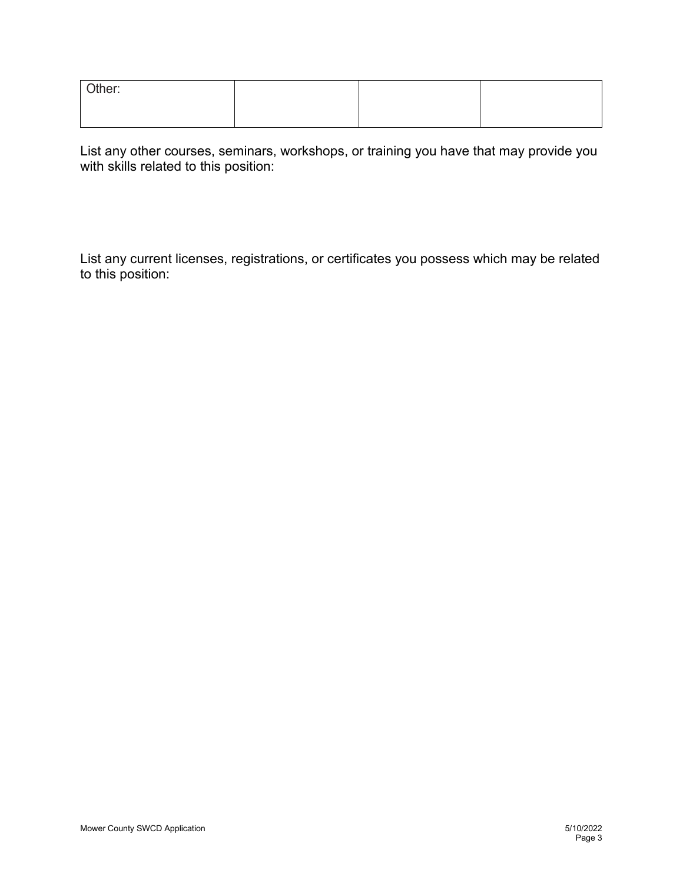| Other: | | | |
|---|---|---|---|

List any other courses, seminars, workshops, or training you have that may provide you with skills related to this position:

List any current licenses, registrations, or certificates you possess which may be related to this position: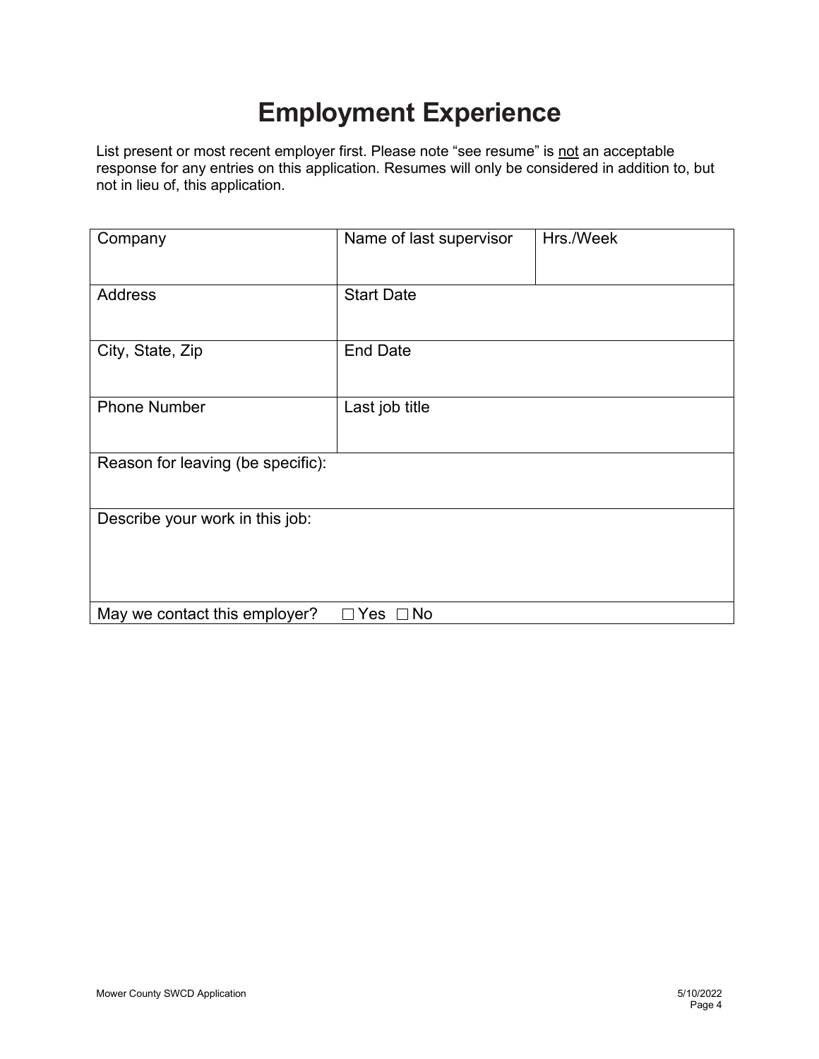# Employment Experience

List present or most recent employer first. Please note “see resume” is <u>not</u> an acceptable response for any entries on this application. Resumes will only be considered in addition to, but not in lieu of, this application.

| Company | Name of last supervisor | Hrs./Week |
| --- | --- | --- |
| Address | Start Date | |
| City, State, Zip | End Date | |
| Phone Number | Last job title | |
| Reason for leaving (be specific): | | |
| Describe your work in this job: | | |
| May we contact this employer? ☐ Yes ☐ No | | |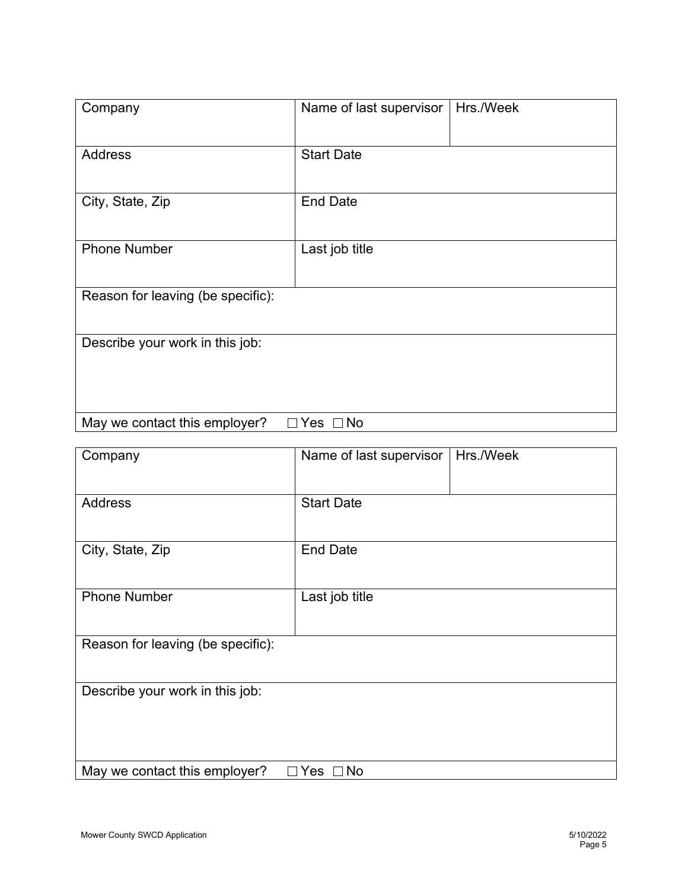| Company | Name of last supervisor | Hrs./Week |
| --- | --- | --- |
| Address | Start Date | |
| City, State, Zip | End Date | |
| Phone Number | Last job title | |
| Reason for leaving (be specific): | | |
| Describe your work in this job: | | |
| May we contact this employer? ☐ Yes ☐ No | | |

| Company | Name of last supervisor | Hrs./Week |
| --- | --- | --- |
| Address | Start Date | |
| City, State, Zip | End Date | |
| Phone Number | Last job title | |
| Reason for leaving (be specific): | | |
| Describe your work in this job: | | |
| May we contact this employer? ☐ Yes ☐ No | | |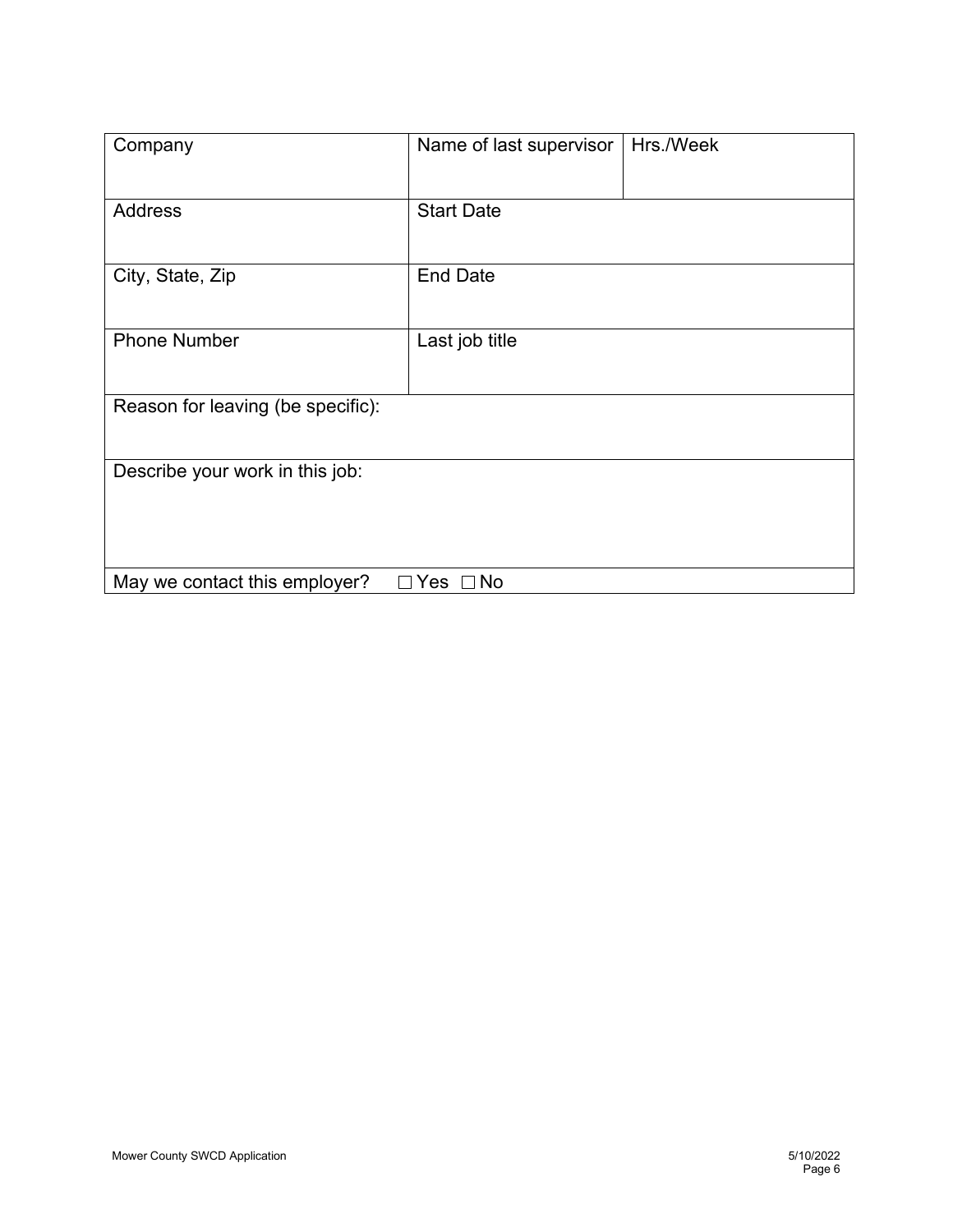| Company | Name of last supervisor | Hrs./Week |
|---|---|---|
| Address | Start Date | |
| City, State, Zip | End Date | |
| Phone Number | Last job title | |
| Reason for leaving (be specific): | | |
| Describe your work in this job: | | |
| May we contact this employer? ☐ Yes ☐ No | | |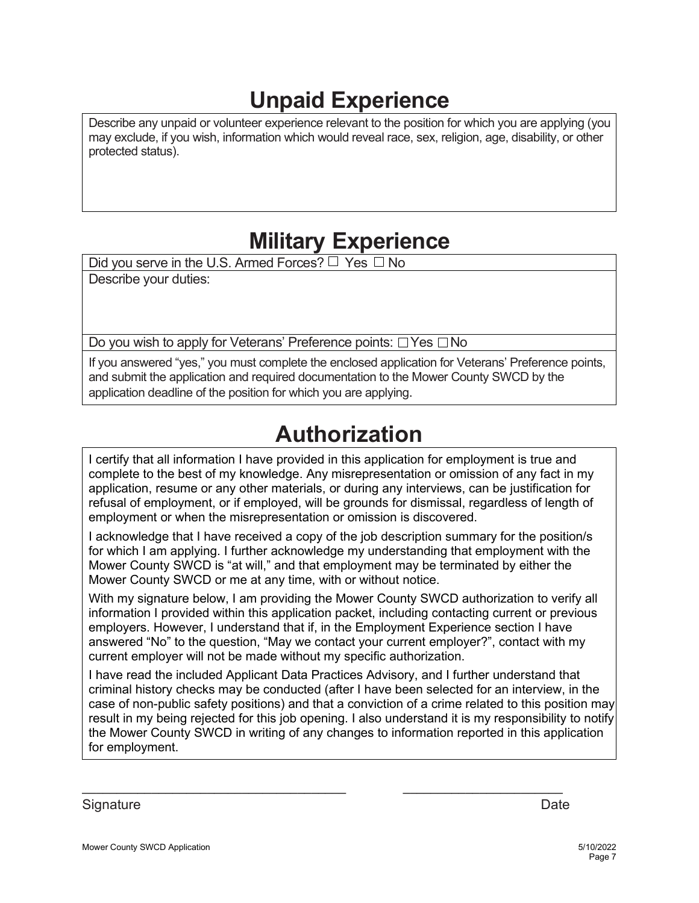# Unpaid Experience

Describe any unpaid or volunteer experience relevant to the position for which you are applying (you may exclude, if you wish, information which would reveal race, sex, religion, age, disability, or other protected status).

# Military Experience

Did you serve in the U.S. Armed Forces? ☐ Yes ☐ No

Describe your duties:

Do you wish to apply for Veterans' Preference points: ☐ Yes ☐ No

If you answered "yes," you must complete the enclosed application for Veterans' Preference points, and submit the application and required documentation to the Mower County SWCD by the application deadline of the position for which you are applying.

# Authorization

I certify that all information I have provided in this application for employment is true and complete to the best of my knowledge. Any misrepresentation or omission of any fact in my application, resume or any other materials, or during any interviews, can be justification for refusal of employment, or if employed, will be grounds for dismissal, regardless of length of employment or when the misrepresentation or omission is discovered.

I acknowledge that I have received a copy of the job description summary for the position/s for which I am applying. I further acknowledge my understanding that employment with the Mower County SWCD is "at will," and that employment may be terminated by either the Mower County SWCD or me at any time, with or without notice.

With my signature below, I am providing the Mower County SWCD authorization to verify all information I provided within this application packet, including contacting current or previous employers. However, I understand that if, in the Employment Experience section I have answered "No" to the question, "May we contact your current employer?", contact with my current employer will not be made without my specific authorization.

I have read the included Applicant Data Practices Advisory, and I further understand that criminal history checks may be conducted (after I have been selected for an interview, in the case of non-public safety positions) and that a conviction of a crime related to this position may result in my being rejected for this job opening. I also understand it is my responsibility to notify the Mower County SWCD in writing of any changes to information reported in this application for employment.

\_\_\_\_\_\_\_\_\_\_\_\_\_\_\_\_\_\_\_\_\_\_\_\_\_\_\_\_\_\_\_\_\_\_\_\_ \_\_\_\_\_\_\_\_\_\_\_\_\_\_\_\_\_\_\_\_\_\_

Signature Date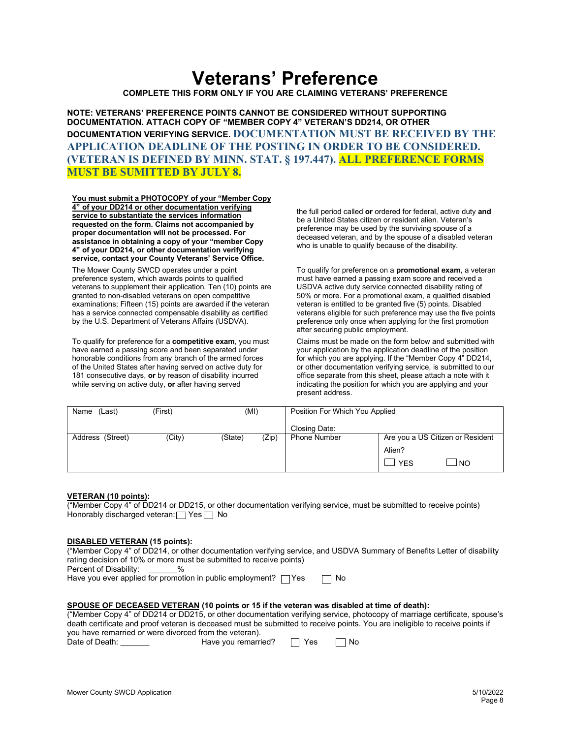# Veterans' Preference

**COMPLETE THIS FORM ONLY IF YOU ARE CLAIMING VETERANS' PREFERENCE**

**NOTE: VETERANS' PREFERENCE POINTS CANNOT BE CONSIDERED WITHOUT SUPPORTING DOCUMENTATION. ATTACH COPY OF "MEMBER COPY 4" VETERAN'S DD214, OR OTHER DOCUMENTATION VERIFYING SERVICE. DOCUMENTATION MUST BE RECEIVED BY THE APPLICATION DEADLINE OF THE POSTING IN ORDER TO BE CONSIDERED. (VETERAN IS DEFINED BY MINN. STAT. § 197.447). ALL PREFERENCE FORMS MUST BE SUMITTED BY JULY 8.**

**You must submit a PHOTOCOPY of your "Member Copy 4" of your DD214 or other documentation verifying service to substantiate the services information requested on the form. Claims not accompanied by proper documentation will not be processed. For assistance in obtaining a copy of your "member Copy 4" of your DD214, or other documentation verifying service, contact your County Veterans' Service Office.**

The Mower County SWCD operates under a point preference system, which awards points to qualified veterans to supplement their application. Ten (10) points are granted to non-disabled veterans on open competitive examinations; Fifteen (15) points are awarded if the veteran has a service connected compensable disability as certified by the U.S. Department of Veterans Affairs (USDVA).

To qualify for preference for a **competitive exam**, you must have earned a passing score and been separated under honorable conditions from any branch of the armed forces of the United States after having served on active duty for 181 consecutive days, **or** by reason of disability incurred while serving on active duty, **or** after having served the full period called **or** ordered for federal, active duty **and** be a United States citizen or resident alien. Veteran's preference may be used by the surviving spouse of a deceased veteran, and by the spouse of a disabled veteran who is unable to qualify because of the disability.

To qualify for preference on a **promotional exam**, a veteran must have earned a passing exam score and received a USDVA active duty service connected disability rating of 50% or more. For a promotional exam, a qualified disabled veteran is entitled to be granted five (5) points. Disabled veterans eligible for such preference may use the five points preference only once when applying for the first promotion after securing public employment.

Claims must be made on the form below and submitted with your application by the application deadline of the position for which you are applying. If the "Member Copy 4" DD214, or other documentation verifying service, is submitted to our office separate from this sheet, please attach a note with it indicating the position for which you are applying and your present address.

| Name (Last) (First) (MI) | Position For Which You Applied<br><br>Closing Date: | |
|---|---|---|
| Address (Street) (City) (State) (Zip) | Phone Number | Are you a US Citizen or Resident Alien?<br>☐ YES ☐ NO |

**VETERAN (10 points):**
("Member Copy 4" of DD214 or DD215, or other documentation verifying service, must be submitted to receive points)
Honorably discharged veteran: ☐ Yes ☐ No

**DISABLED VETERAN (15 points):**
("Member Copy 4" of DD214, or other documentation verifying service, and USDVA Summary of Benefits Letter of disability rating decision of 10% or more must be submitted to receive points)
Percent of Disability: _______%
Have you ever applied for promotion in public employment? ☐ Yes ☐ No

**SPOUSE OF DECEASED VETERAN (10 points or 15 if the veteran was disabled at time of death):**
("Member Copy 4" of DD214 or DD215, or other documentation verifying service, photocopy of marriage certificate, spouse's death certificate and proof veteran is deceased must be submitted to receive points. You are ineligible to receive points if you have remarried or were divorced from the veteran).
Date of Death: _______ Have you remarried? ☐ Yes ☐ No

Mower County SWCD Application 5/10/2022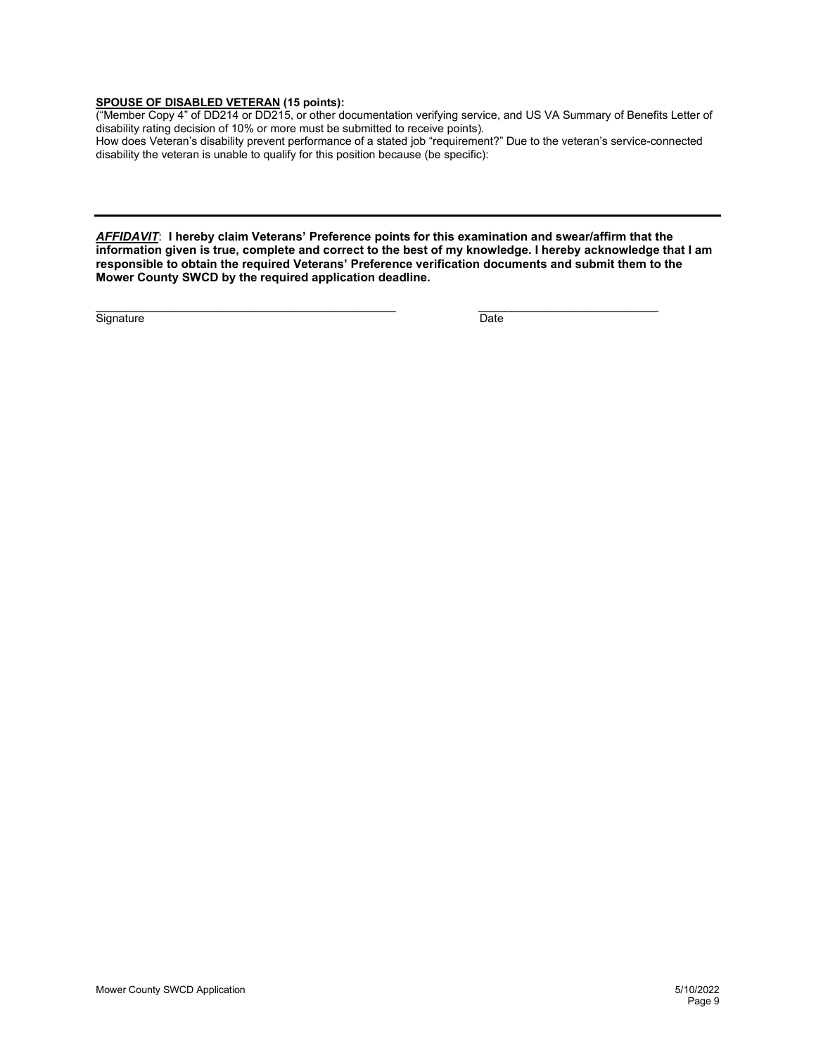**<u>SPOUSE OF DISABLED VETERAN</u> (15 points):**

("Member Copy 4" of DD214 or DD215, or other documentation verifying service, and US VA Summary of Benefits Letter of disability rating decision of 10% or more must be submitted to receive points).

How does Veteran's disability prevent performance of a stated job "requirement?" Due to the veteran's service-connected disability the veteran is unable to qualify for this position because (be specific):

---

***AFFIDAVIT***: **I hereby claim Veterans' Preference points for this examination and swear/affirm that the information given is true, complete and correct to the best of my knowledge. I hereby acknowledge that I am responsible to obtain the required Veterans' Preference verification documents and submit them to the Mower County SWCD by the required application deadline.**

_______________________________________________ ____________________________

Signature Date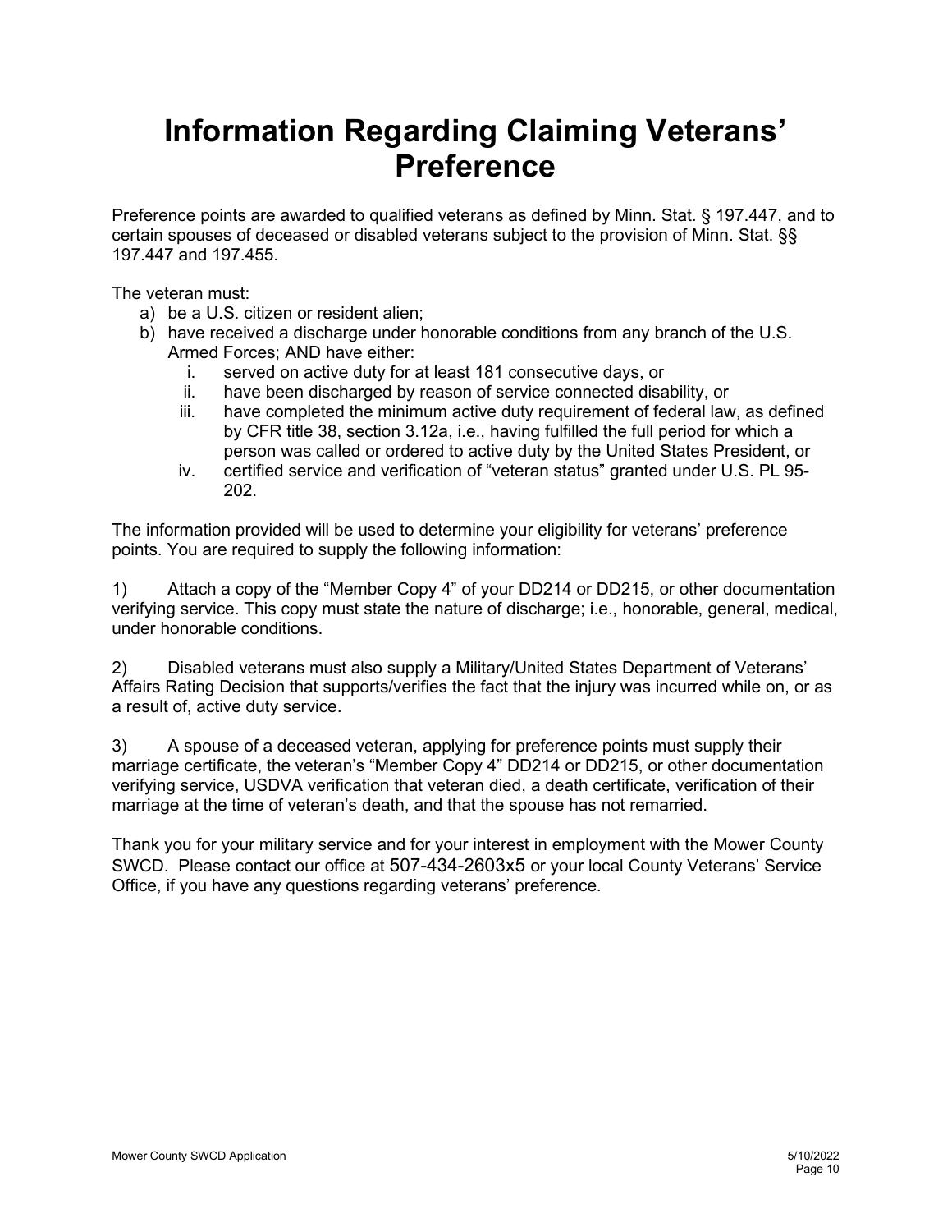# Information Regarding Claiming Veterans' Preference

Preference points are awarded to qualified veterans as defined by Minn. Stat. § 197.447, and to certain spouses of deceased or disabled veterans subject to the provision of Minn. Stat. §§ 197.447 and 197.455.

The veteran must:

a) be a U.S. citizen or resident alien;
b) have received a discharge under honorable conditions from any branch of the U.S. Armed Forces; AND have either:
   i. served on active duty for at least 181 consecutive days, or
   ii. have been discharged by reason of service connected disability, or
   iii. have completed the minimum active duty requirement of federal law, as defined by CFR title 38, section 3.12a, i.e., having fulfilled the full period for which a person was called or ordered to active duty by the United States President, or
   iv. certified service and verification of "veteran status" granted under U.S. PL 95-202.

The information provided will be used to determine your eligibility for veterans' preference points. You are required to supply the following information:

1) Attach a copy of the "Member Copy 4" of your DD214 or DD215, or other documentation verifying service. This copy must state the nature of discharge; i.e., honorable, general, medical, under honorable conditions.

2) Disabled veterans must also supply a Military/United States Department of Veterans' Affairs Rating Decision that supports/verifies the fact that the injury was incurred while on, or as a result of, active duty service.

3) A spouse of a deceased veteran, applying for preference points must supply their marriage certificate, the veteran's "Member Copy 4" DD214 or DD215, or other documentation verifying service, USDVA verification that veteran died, a death certificate, verification of their marriage at the time of veteran's death, and that the spouse has not remarried.

Thank you for your military service and for your interest in employment with the Mower County SWCD. Please contact our office at 507-434-2603x5 or your local County Veterans' Service Office, if you have any questions regarding veterans' preference.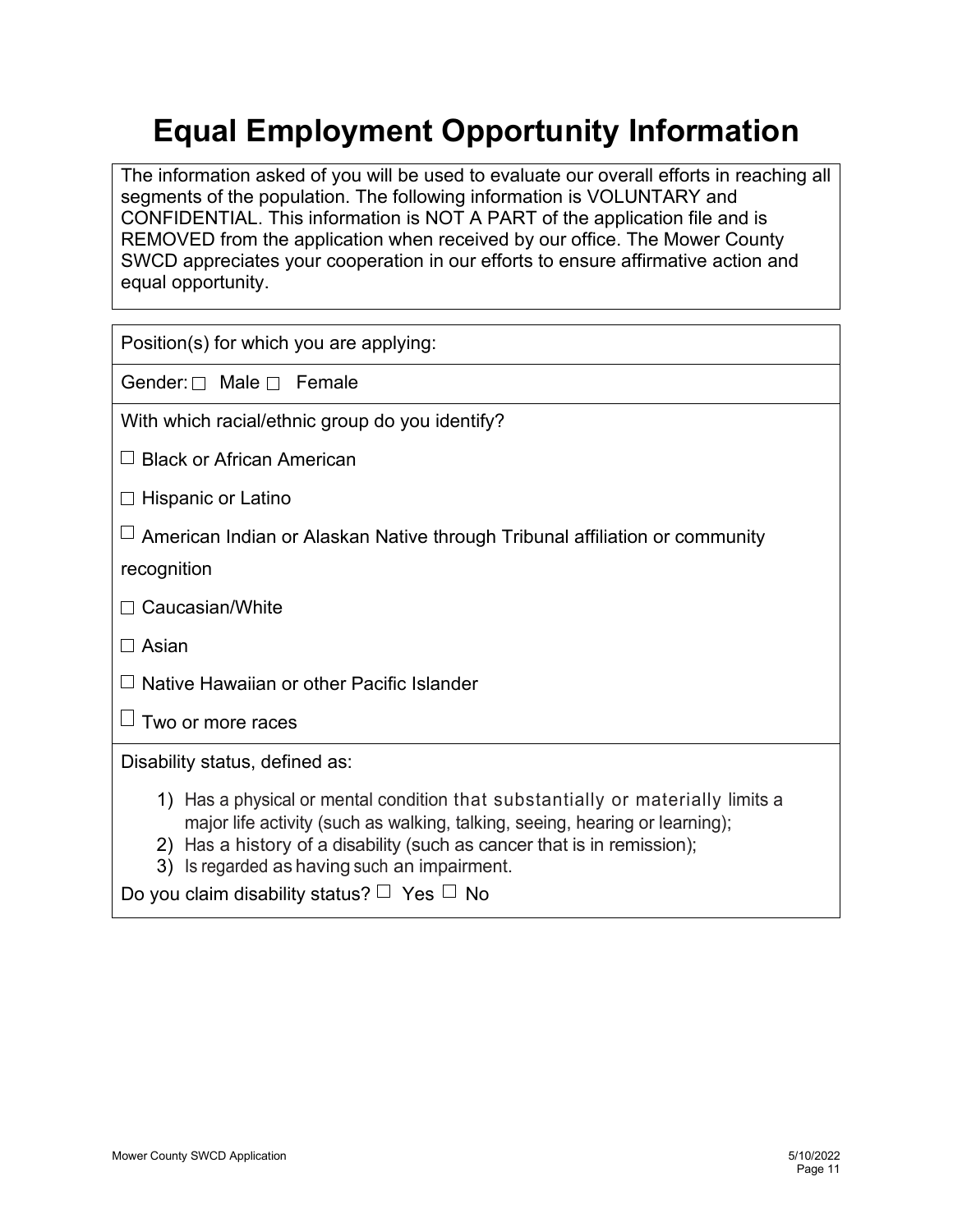# Equal Employment Opportunity Information

The information asked of you will be used to evaluate our overall efforts in reaching all segments of the population. The following information is VOLUNTARY and CONFIDENTIAL. This information is NOT A PART of the application file and is REMOVED from the application when received by our office. The Mower County SWCD appreciates your cooperation in our efforts to ensure affirmative action and equal opportunity.

Position(s) for which you are applying:

Gender: ☐ Male ☐ Female

With which racial/ethnic group do you identify?

☐ Black or African American

☐ Hispanic or Latino

☐ American Indian or Alaskan Native through Tribunal affiliation or community recognition

☐ Caucasian/White

☐ Asian

☐ Native Hawaiian or other Pacific Islander

☐ Two or more races

Disability status, defined as:

1) Has a physical or mental condition that substantially or materially limits a major life activity (such as walking, talking, seeing, hearing or learning);
2) Has a history of a disability (such as cancer that is in remission);
3) Is regarded as having such an impairment.

Do you claim disability status? ☐ Yes ☐ No